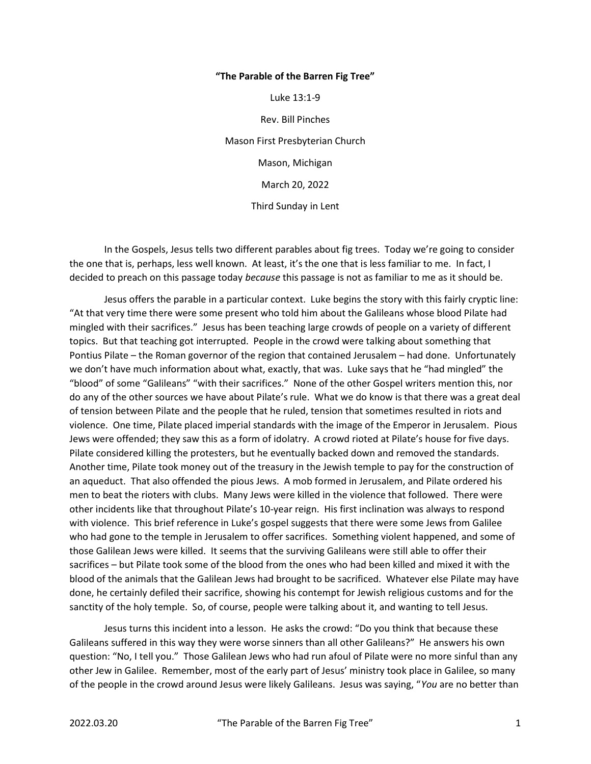**"The Parable of the Barren Fig Tree"**

Luke 13:1-9

Rev. Bill Pinches

Mason First Presbyterian Church

Mason, Michigan

March 20, 2022

Third Sunday in Lent

In the Gospels, Jesus tells two different parables about fig trees. Today we're going to consider the one that is, perhaps, less well known. At least, it's the one that is less familiar to me. In fact, I decided to preach on this passage today *because* this passage is not as familiar to me as it should be.

Jesus offers the parable in a particular context. Luke begins the story with this fairly cryptic line: "At that very time there were some present who told him about the Galileans whose blood Pilate had mingled with their sacrifices." Jesus has been teaching large crowds of people on a variety of different topics. But that teaching got interrupted. People in the crowd were talking about something that Pontius Pilate – the Roman governor of the region that contained Jerusalem – had done. Unfortunately we don't have much information about what, exactly, that was. Luke says that he "had mingled" the "blood" of some "Galileans" "with their sacrifices." None of the other Gospel writers mention this, nor do any of the other sources we have about Pilate's rule. What we do know is that there was a great deal of tension between Pilate and the people that he ruled, tension that sometimes resulted in riots and violence. One time, Pilate placed imperial standards with the image of the Emperor in Jerusalem. Pious Jews were offended; they saw this as a form of idolatry. A crowd rioted at Pilate's house for five days. Pilate considered killing the protesters, but he eventually backed down and removed the standards. Another time, Pilate took money out of the treasury in the Jewish temple to pay for the construction of an aqueduct. That also offended the pious Jews. A mob formed in Jerusalem, and Pilate ordered his men to beat the rioters with clubs. Many Jews were killed in the violence that followed. There were other incidents like that throughout Pilate's 10-year reign. His first inclination was always to respond with violence. This brief reference in Luke's gospel suggests that there were some Jews from Galilee who had gone to the temple in Jerusalem to offer sacrifices. Something violent happened, and some of those Galilean Jews were killed. It seems that the surviving Galileans were still able to offer their sacrifices – but Pilate took some of the blood from the ones who had been killed and mixed it with the blood of the animals that the Galilean Jews had brought to be sacrificed. Whatever else Pilate may have done, he certainly defiled their sacrifice, showing his contempt for Jewish religious customs and for the sanctity of the holy temple. So, of course, people were talking about it, and wanting to tell Jesus.

Jesus turns this incident into a lesson. He asks the crowd: "Do you think that because these Galileans suffered in this way they were worse sinners than all other Galileans?" He answers his own question: "No, I tell you." Those Galilean Jews who had run afoul of Pilate were no more sinful than any other Jew in Galilee. Remember, most of the early part of Jesus' ministry took place in Galilee, so many of the people in the crowd around Jesus were likely Galileans. Jesus was saying, "*You* are no better than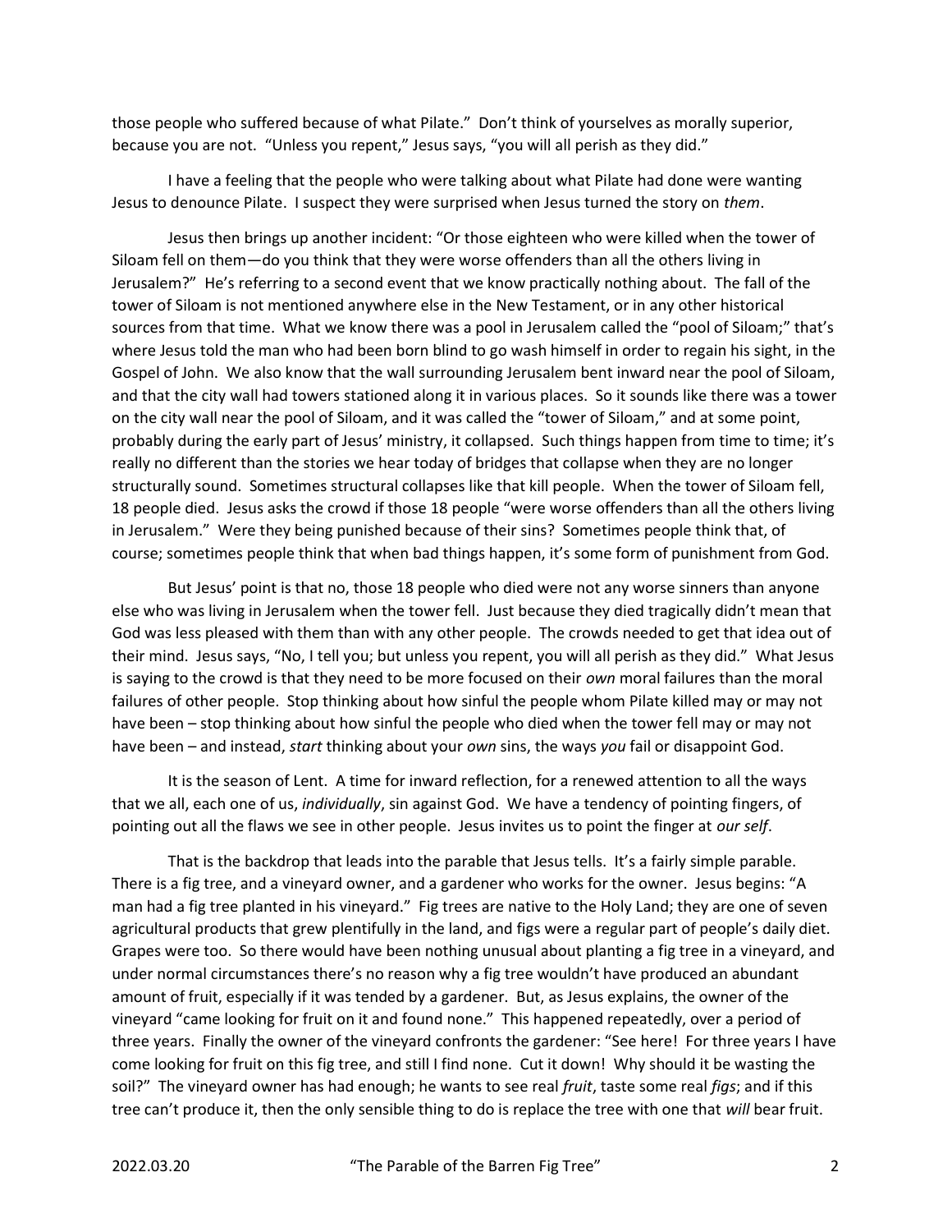those people who suffered because of what Pilate." Don't think of yourselves as morally superior, because you are not. "Unless you repent," Jesus says, "you will all perish as they did."

I have a feeling that the people who were talking about what Pilate had done were wanting Jesus to denounce Pilate. I suspect they were surprised when Jesus turned the story on *them*.

Jesus then brings up another incident: "Or those eighteen who were killed when the tower of Siloam fell on them—do you think that they were worse offenders than all the others living in Jerusalem?" He's referring to a second event that we know practically nothing about. The fall of the tower of Siloam is not mentioned anywhere else in the New Testament, or in any other historical sources from that time. What we know there was a pool in Jerusalem called the "pool of Siloam;" that's where Jesus told the man who had been born blind to go wash himself in order to regain his sight, in the Gospel of John. We also know that the wall surrounding Jerusalem bent inward near the pool of Siloam, and that the city wall had towers stationed along it in various places. So it sounds like there was a tower on the city wall near the pool of Siloam, and it was called the "tower of Siloam," and at some point, probably during the early part of Jesus' ministry, it collapsed. Such things happen from time to time; it's really no different than the stories we hear today of bridges that collapse when they are no longer structurally sound. Sometimes structural collapses like that kill people. When the tower of Siloam fell, 18 people died. Jesus asks the crowd if those 18 people "were worse offenders than all the others living in Jerusalem." Were they being punished because of their sins? Sometimes people think that, of course; sometimes people think that when bad things happen, it's some form of punishment from God.

But Jesus' point is that no, those 18 people who died were not any worse sinners than anyone else who was living in Jerusalem when the tower fell. Just because they died tragically didn't mean that God was less pleased with them than with any other people. The crowds needed to get that idea out of their mind. Jesus says, "No, I tell you; but unless you repent, you will all perish as they did." What Jesus is saying to the crowd is that they need to be more focused on their *own* moral failures than the moral failures of other people. Stop thinking about how sinful the people whom Pilate killed may or may not have been – stop thinking about how sinful the people who died when the tower fell may or may not have been – and instead, *start* thinking about your *own* sins, the ways *you* fail or disappoint God.

It is the season of Lent. A time for inward reflection, for a renewed attention to all the ways that we all, each one of us, *individually*, sin against God. We have a tendency of pointing fingers, of pointing out all the flaws we see in other people. Jesus invites us to point the finger at *our self*.

That is the backdrop that leads into the parable that Jesus tells. It's a fairly simple parable. There is a fig tree, and a vineyard owner, and a gardener who works for the owner. Jesus begins: "A man had a fig tree planted in his vineyard." Fig trees are native to the Holy Land; they are one of seven agricultural products that grew plentifully in the land, and figs were a regular part of people's daily diet. Grapes were too. So there would have been nothing unusual about planting a fig tree in a vineyard, and under normal circumstances there's no reason why a fig tree wouldn't have produced an abundant amount of fruit, especially if it was tended by a gardener. But, as Jesus explains, the owner of the vineyard "came looking for fruit on it and found none." This happened repeatedly, over a period of three years. Finally the owner of the vineyard confronts the gardener: "See here! For three years I have come looking for fruit on this fig tree, and still I find none. Cut it down! Why should it be wasting the soil?" The vineyard owner has had enough; he wants to see real *fruit*, taste some real *figs*; and if this tree can't produce it, then the only sensible thing to do is replace the tree with one that *will* bear fruit.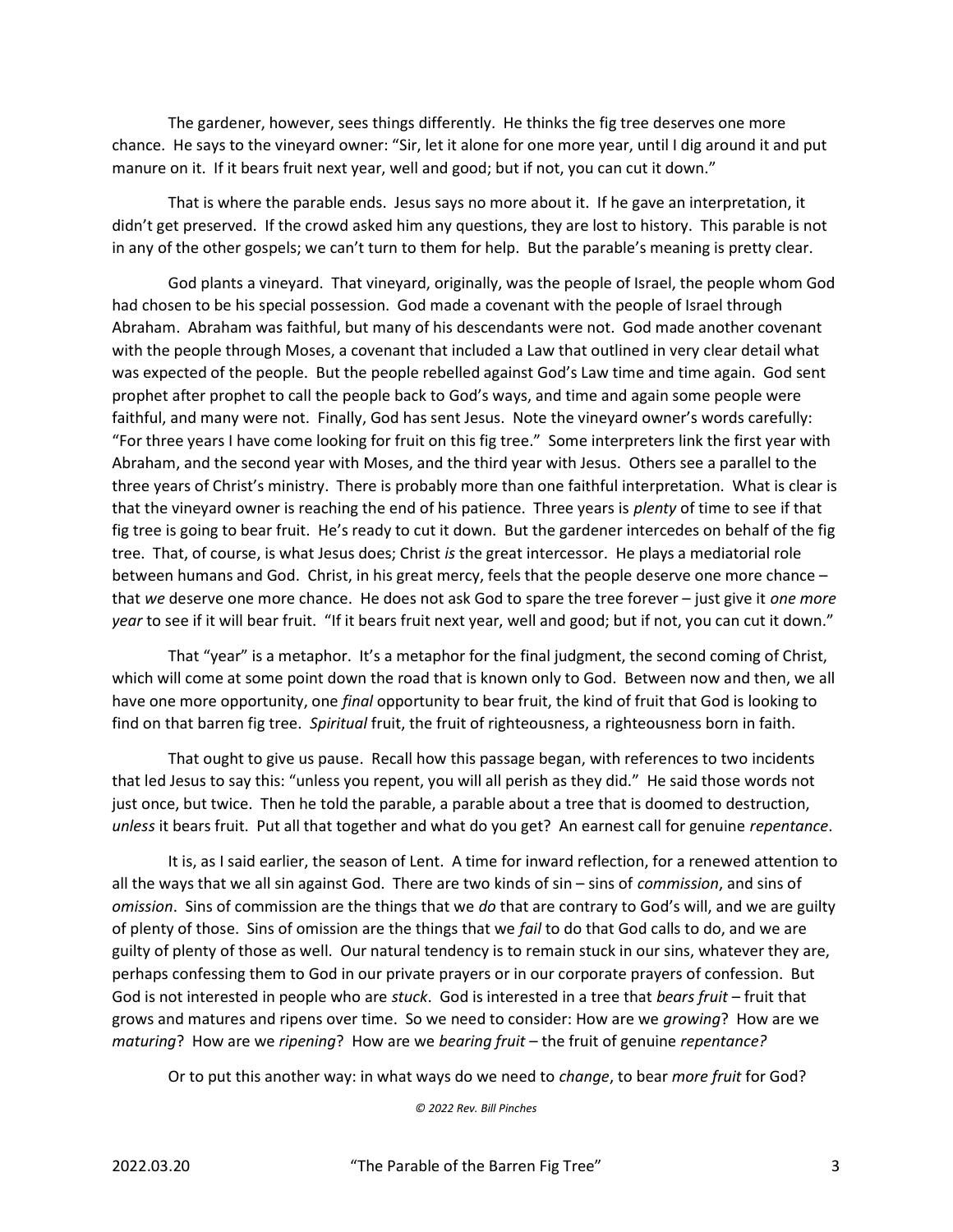The gardener, however, sees things differently. He thinks the fig tree deserves one more chance. He says to the vineyard owner: "Sir, let it alone for one more year, until I dig around it and put manure on it. If it bears fruit next year, well and good; but if not, you can cut it down."

That is where the parable ends. Jesus says no more about it. If he gave an interpretation, it didn't get preserved. If the crowd asked him any questions, they are lost to history. This parable is not in any of the other gospels; we can't turn to them for help. But the parable's meaning is pretty clear.

God plants a vineyard. That vineyard, originally, was the people of Israel, the people whom God had chosen to be his special possession. God made a covenant with the people of Israel through Abraham. Abraham was faithful, but many of his descendants were not. God made another covenant with the people through Moses, a covenant that included a Law that outlined in very clear detail what was expected of the people. But the people rebelled against God's Law time and time again. God sent prophet after prophet to call the people back to God's ways, and time and again some people were faithful, and many were not. Finally, God has sent Jesus. Note the vineyard owner's words carefully: "For three years I have come looking for fruit on this fig tree." Some interpreters link the first year with Abraham, and the second year with Moses, and the third year with Jesus. Others see a parallel to the three years of Christ's ministry. There is probably more than one faithful interpretation. What is clear is that the vineyard owner is reaching the end of his patience. Three years is *plenty* of time to see if that fig tree is going to bear fruit. He's ready to cut it down. But the gardener intercedes on behalf of the fig tree. That, of course, is what Jesus does; Christ *is* the great intercessor. He plays a mediatorial role between humans and God. Christ, in his great mercy, feels that the people deserve one more chance – that *we* deserve one more chance. He does not ask God to spare the tree forever – just give it *one more year* to see if it will bear fruit. "If it bears fruit next year, well and good; but if not, you can cut it down."

That "year" is a metaphor. It's a metaphor for the final judgment, the second coming of Christ, which will come at some point down the road that is known only to God. Between now and then, we all have one more opportunity, one *final* opportunity to bear fruit, the kind of fruit that God is looking to find on that barren fig tree. *Spiritual* fruit, the fruit of righteousness, a righteousness born in faith.

That ought to give us pause. Recall how this passage began, with references to two incidents that led Jesus to say this: "unless you repent, you will all perish as they did." He said those words not just once, but twice. Then he told the parable, a parable about a tree that is doomed to destruction, *unless* it bears fruit. Put all that together and what do you get? An earnest call for genuine *repentance*.

It is, as I said earlier, the season of Lent. A time for inward reflection, for a renewed attention to all the ways that we all sin against God. There are two kinds of sin – sins of *commission*, and sins of *omission*. Sins of commission are the things that we *do* that are contrary to God's will, and we are guilty of plenty of those. Sins of omission are the things that we *fail* to do that God calls to do, and we are guilty of plenty of those as well. Our natural tendency is to remain stuck in our sins, whatever they are, perhaps confessing them to God in our private prayers or in our corporate prayers of confession. But God is not interested in people who are *stuck*. God is interested in a tree that *bears fruit* – fruit that grows and matures and ripens over time. So we need to consider: How are we *growing*? How are we *maturing*? How are we *ripening*? How are we *bearing fruit* – the fruit of genuine *repentance?*

Or to put this another way: in what ways do we need to *change*, to bear *more fruit* for God?

*© 2022 Rev. Bill Pinches*